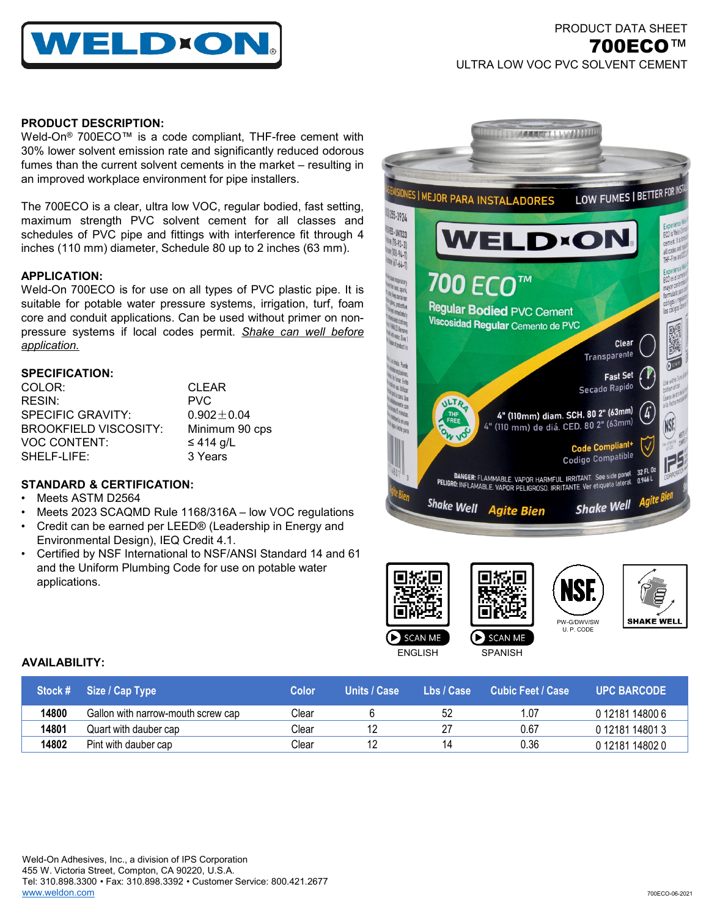PRODUCT DATA SHEET

# 700ECO™

ULTRA LOW VOC PVC SOLVENT CEMENT

## PRODUCT DESCRIPTION:

Weld-On® 700ECO™ is a code compliant, THF-free cement with 30% lower solvent emission rate and significantly reduced odorous fumes than the current solvent cements in the market – resulting in an improved workplace environment for pipe installers.

The 700ECO is a clear, ultra low VOC, regular bodied, fast setting, maximum strength PVC solvent cement for all classes and schedules of PVC pipe and fittings with interference fit through 4 inches (110 mm) diameter, Schedule 80 up to 2 inches (63 mm).

## APPLICATION:

Weld-On 700ECO is for use on all types of PVC plastic pipe. It is suitable for potable water pressure systems, irrigation, turf, foam core and conduit applications. Can be used without primer on non-pressure systems if local codes permit. *Shake can well before application.*

## SPECIFICATION:

| | |
|---|---|
| COLOR: | CLEAR |
| RESIN: | PVC |
| SPECIFIC GRAVITY: | 0.902 ± 0.04 |
| BROOKFIELD VISCOSITY: | Minimum 90 cps |
| VOC CONTENT: | ≤ 414 g/L |
| SHELF-LIFE: | 3 Years |

## STANDARD & CERTIFICATION:

- Meets ASTM D2564
- Meets 2023 SCAQMD Rule 1168/316A – low VOC regulations
- Credit can be earned per LEED® (Leadership in Energy and Environmental Design), IEQ Credit 4.1.
- Certified by NSF International to NSF/ANSI Standard 14 and 61 and the Uniform Plumbing Code for use on potable water applications.

SCAN ME ENGLISH

SCAN ME SPANISH

PW-G/DWV/SW U. P. CODE

SHAKE WELL

## AVAILABILITY:

| Stock # | Size / Cap Type | Color | Units / Case | Lbs / Case | Cubic Feet / Case | UPC BARCODE |
|---|---|---|---|---|---|---|
| 14800 | Gallon with narrow-mouth screw cap | Clear | 6 | 52 | 1.07 | 0 12181 14800 6 |
| 14801 | Quart with dauber cap | Clear | 12 | 27 | 0.67 | 0 12181 14801 3 |
| 14802 | Pint with dauber cap | Clear | 12 | 14 | 0.36 | 0 12181 14802 0 |

Weld-On Adhesives, Inc., a division of IPS Corporation
455 W. Victoria Street, Compton, CA 90220, U.S.A.
Tel: 310.898.3300 • Fax: 310.898.3392 • Customer Service: 800.421.2677
www.weldon.com

700ECO-06-2021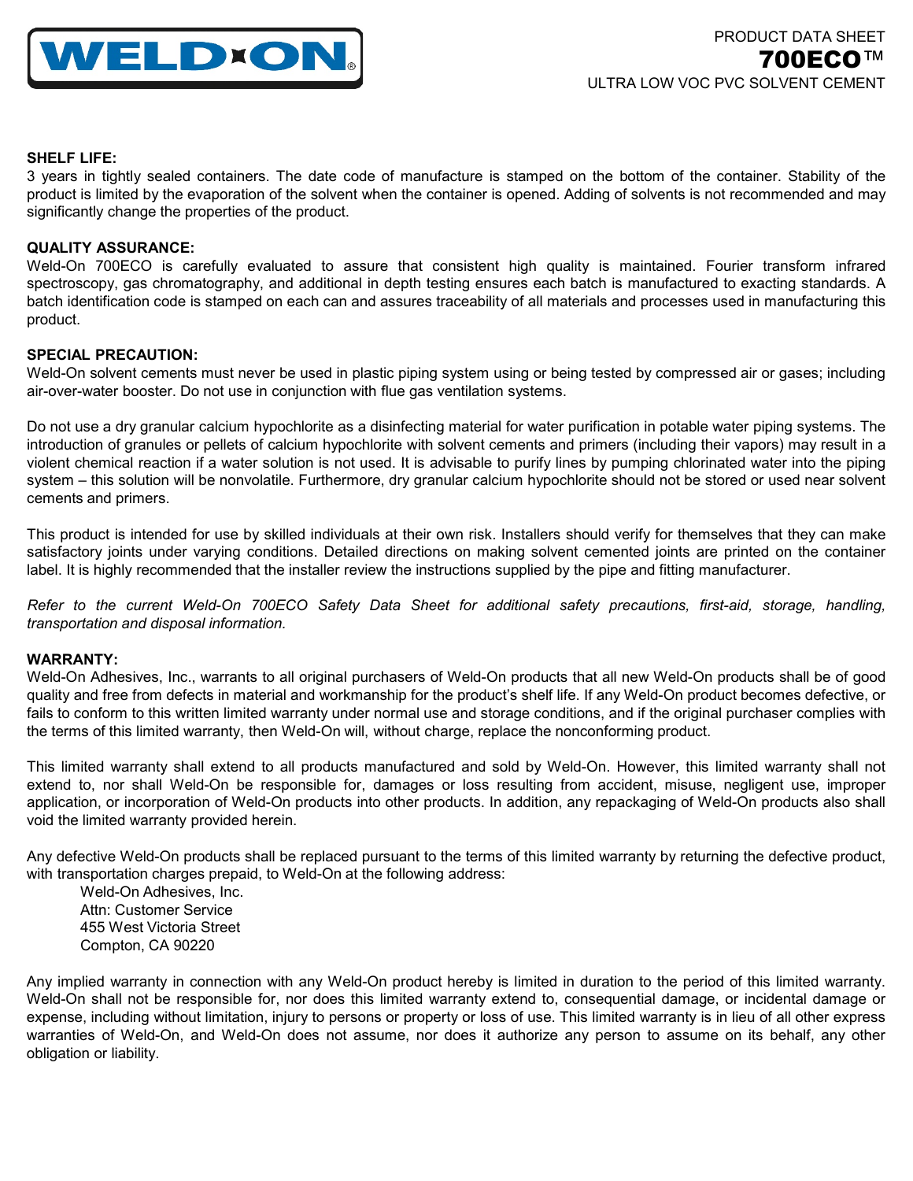**SHELF LIFE:**
3 years in tightly sealed containers. The date code of manufacture is stamped on the bottom of the container. Stability of the product is limited by the evaporation of the solvent when the container is opened. Adding of solvents is not recommended and may significantly change the properties of the product.

**QUALITY ASSURANCE:**
Weld-On 700ECO is carefully evaluated to assure that consistent high quality is maintained. Fourier transform infrared spectroscopy, gas chromatography, and additional in depth testing ensures each batch is manufactured to exacting standards. A batch identification code is stamped on each can and assures traceability of all materials and processes used in manufacturing this product.

**SPECIAL PRECAUTION:**
Weld-On solvent cements must never be used in plastic piping system using or being tested by compressed air or gases; including air-over-water booster. Do not use in conjunction with flue gas ventilation systems.

Do not use a dry granular calcium hypochlorite as a disinfecting material for water purification in potable water piping systems. The introduction of granules or pellets of calcium hypochlorite with solvent cements and primers (including their vapors) may result in a violent chemical reaction if a water solution is not used. It is advisable to purify lines by pumping chlorinated water into the piping system – this solution will be nonvolatile. Furthermore, dry granular calcium hypochlorite should not be stored or used near solvent cements and primers.

This product is intended for use by skilled individuals at their own risk. Installers should verify for themselves that they can make satisfactory joints under varying conditions. Detailed directions on making solvent cemented joints are printed on the container label. It is highly recommended that the installer review the instructions supplied by the pipe and fitting manufacturer.

*Refer to the current Weld-On 700ECO Safety Data Sheet for additional safety precautions, first-aid, storage, handling, transportation and disposal information.*

**WARRANTY:**
Weld-On Adhesives, Inc., warrants to all original purchasers of Weld-On products that all new Weld-On products shall be of good quality and free from defects in material and workmanship for the product's shelf life. If any Weld-On product becomes defective, or fails to conform to this written limited warranty under normal use and storage conditions, and if the original purchaser complies with the terms of this limited warranty, then Weld-On will, without charge, replace the nonconforming product.

This limited warranty shall extend to all products manufactured and sold by Weld-On. However, this limited warranty shall not extend to, nor shall Weld-On be responsible for, damages or loss resulting from accident, misuse, negligent use, improper application, or incorporation of Weld-On products into other products. In addition, any repackaging of Weld-On products also shall void the limited warranty provided herein.

Any defective Weld-On products shall be replaced pursuant to the terms of this limited warranty by returning the defective product, with transportation charges prepaid, to Weld-On at the following address:

Weld-On Adhesives, Inc.
Attn: Customer Service
455 West Victoria Street
Compton, CA 90220

Any implied warranty in connection with any Weld-On product hereby is limited in duration to the period of this limited warranty. Weld-On shall not be responsible for, nor does this limited warranty extend to, consequential damage, or incidental damage or expense, including without limitation, injury to persons or property or loss of use. This limited warranty is in lieu of all other express warranties of Weld-On, and Weld-On does not assume, nor does it authorize any person to assume on its behalf, any other obligation or liability.